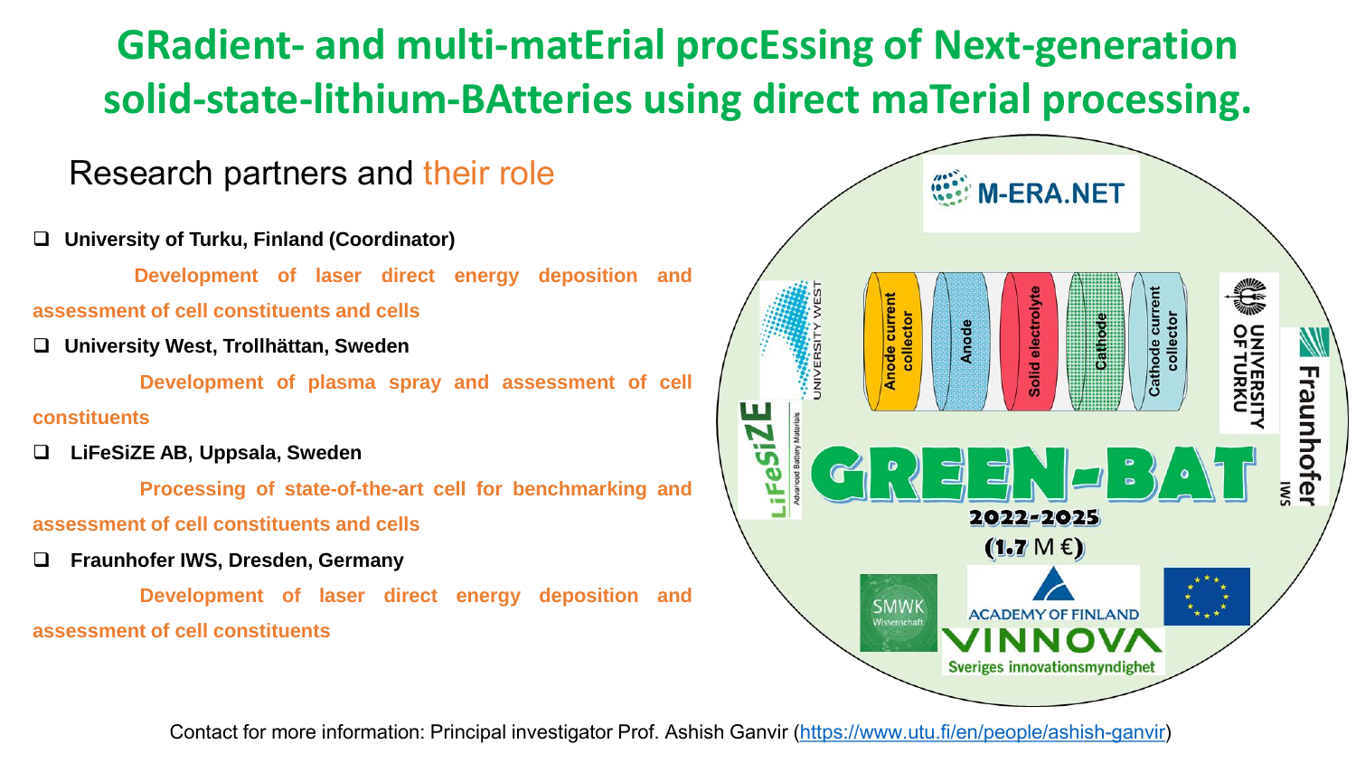# GRadient- and multi-matErial procEssing of Next-generation solid-state-lithium-BAtteries using direct maTerial processing.

## Research partners and their role

- **University of Turku, Finland (Coordinator)**

  **Development of laser direct energy deposition and assessment of cell constituents and cells**

- **University West, Trollhättan, Sweden**

  **Development of plasma spray and assessment of cell constituents**

- **LiFeSiZE AB, Uppsala, Sweden**

  **Processing of state-of-the-art cell for benchmarking and assessment of cell constituents and cells**

- **Fraunhofer IWS, Dresden, Germany**

  **Development of laser direct energy deposition and assessment of cell constituents**

M-ERA.NET

Anode current collector | Anode | Solid electrolyte | Cathode | Cathode current collector

UNIVERSITY WEST | LiFeSiZE Advanced Battery Materials | UNIVERSITY OF TURKU | Fraunhofer IWS

**GREEN-BAT**

**2022-2025**

**(1.7 M €)**

SMWK Wissenschaft | ACADEMY OF FINLAND | VINNOVA Sveriges innovationsmyndighet

Contact for more information: Principal investigator Prof. Ashish Ganvir (https://www.utu.fi/en/people/ashish-ganvir)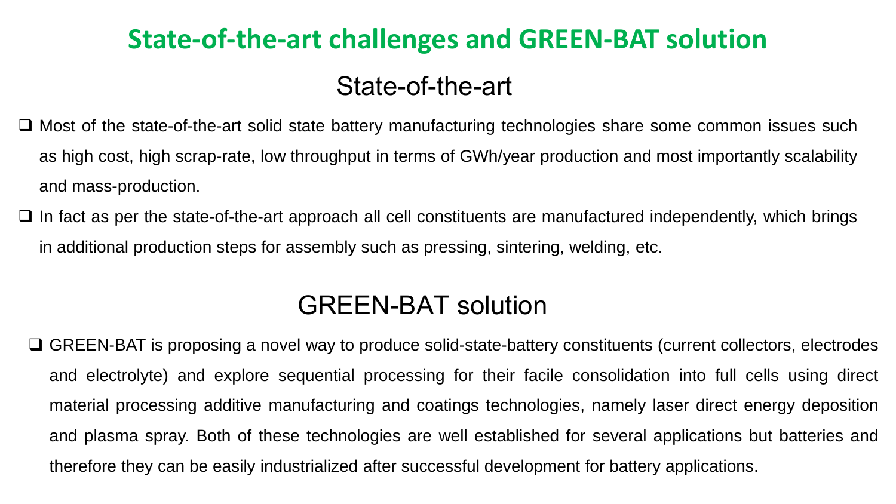# State-of-the-art challenges and GREEN-BAT solution

## State-of-the-art

- Most of the state-of-the-art solid state battery manufacturing technologies share some common issues such as high cost, high scrap-rate, low throughput in terms of GWh/year production and most importantly scalability and mass-production.
- In fact as per the state-of-the-art approach all cell constituents are manufactured independently, which brings in additional production steps for assembly such as pressing, sintering, welding, etc.

## GREEN-BAT solution

- GREEN-BAT is proposing a novel way to produce solid-state-battery constituents (current collectors, electrodes and electrolyte) and explore sequential processing for their facile consolidation into full cells using direct material processing additive manufacturing and coatings technologies, namely laser direct energy deposition and plasma spray. Both of these technologies are well established for several applications but batteries and therefore they can be easily industrialized after successful development for battery applications.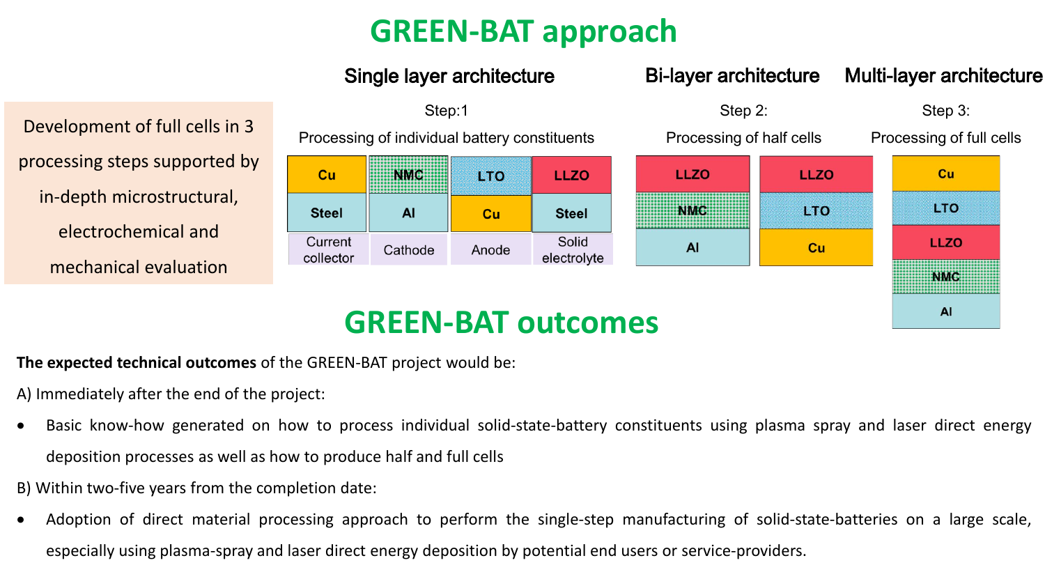# GREEN-BAT approach

Development of full cells in 3 processing steps supported by in-depth microstructural, electrochemical and mechanical evaluation

## Single layer architecture

Step:1

Processing of individual battery constituents

Cu / Steel — Current collector

NMC / Al — Cathode

LTO / Cu — Anode

LLZO / Steel — Solid electrolyte

## Bi-layer architecture

Step 2:

Processing of half cells

LLZO / NMC / Al

LLZO / LTO / Cu

## Multi-layer architecture

Step 3:

Processing of full cells

Cu / LTO / LLZO / NMC / Al

# GREEN-BAT outcomes

**The expected technical outcomes** of the GREEN-BAT project would be:

A) Immediately after the end of the project:

- Basic know-how generated on how to process individual solid-state-battery constituents using plasma spray and laser direct energy deposition processes as well as how to produce half and full cells

B) Within two-five years from the completion date:

- Adoption of direct material processing approach to perform the single-step manufacturing of solid-state-batteries on a large scale, especially using plasma-spray and laser direct energy deposition by potential end users or service-providers.